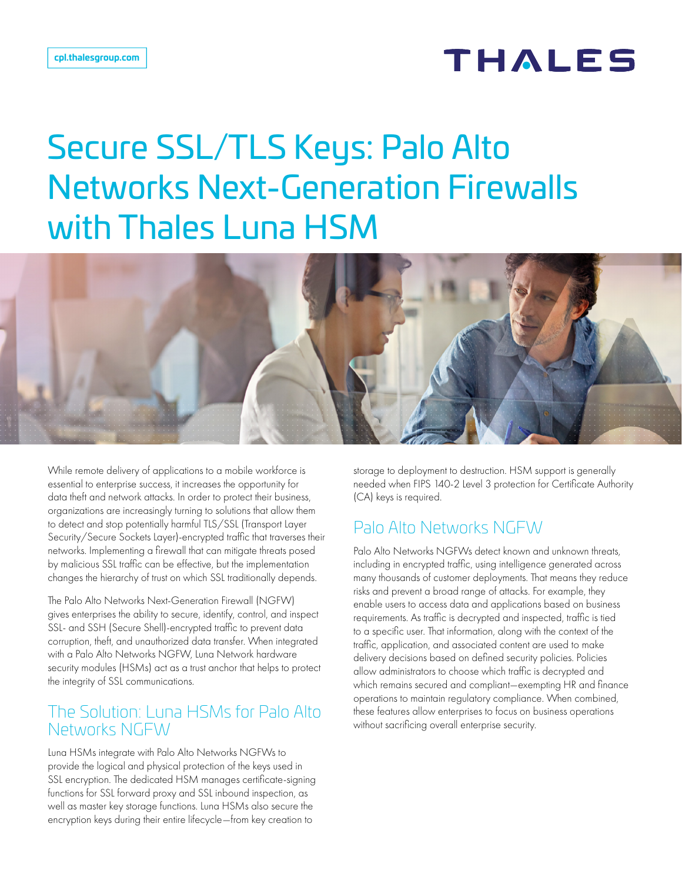cpl.thalesgroup.com

# Secure SSL/TLS Keys: Palo Alto Networks Next-Generation Firewalls with Thales Luna HSM

While remote delivery of applications to a mobile workforce is essential to enterprise success, it increases the opportunity for data theft and network attacks. In order to protect their business, organizations are increasingly turning to solutions that allow them to detect and stop potentially harmful TLS/SSL (Transport Layer Security/Secure Sockets Layer)-encrypted traffic that traverses their networks. Implementing a firewall that can mitigate threats posed by malicious SSL traffic can be effective, but the implementation changes the hierarchy of trust on which SSL traditionally depends.

The Palo Alto Networks Next-Generation Firewall (NGFW) gives enterprises the ability to secure, identify, control, and inspect SSL- and SSH (Secure Shell)-encrypted traffic to prevent data corruption, theft, and unauthorized data transfer. When integrated with a Palo Alto Networks NGFW, Luna Network hardware security modules (HSMs) act as a trust anchor that helps to protect the integrity of SSL communications.

## The Solution: Luna HSMs for Palo Alto Networks NGFW

Luna HSMs integrate with Palo Alto Networks NGFWs to provide the logical and physical protection of the keys used in SSL encryption. The dedicated HSM manages certificate-signing functions for SSL forward proxy and SSL inbound inspection, as well as master key storage functions. Luna HSMs also secure the encryption keys during their entire lifecycle—from key creation to storage to deployment to destruction. HSM support is generally needed when FIPS 140-2 Level 3 protection for Certificate Authority (CA) keys is required.

## Palo Alto Networks NGFW

Palo Alto Networks NGFWs detect known and unknown threats, including in encrypted traffic, using intelligence generated across many thousands of customer deployments. That means they reduce risks and prevent a broad range of attacks. For example, they enable users to access data and applications based on business requirements. As traffic is decrypted and inspected, traffic is tied to a specific user. That information, along with the context of the traffic, application, and associated content are used to make delivery decisions based on defined security policies. Policies allow administrators to choose which traffic is decrypted and which remains secured and compliant—exempting HR and finance operations to maintain regulatory compliance. When combined, these features allow enterprises to focus on business operations without sacrificing overall enterprise security.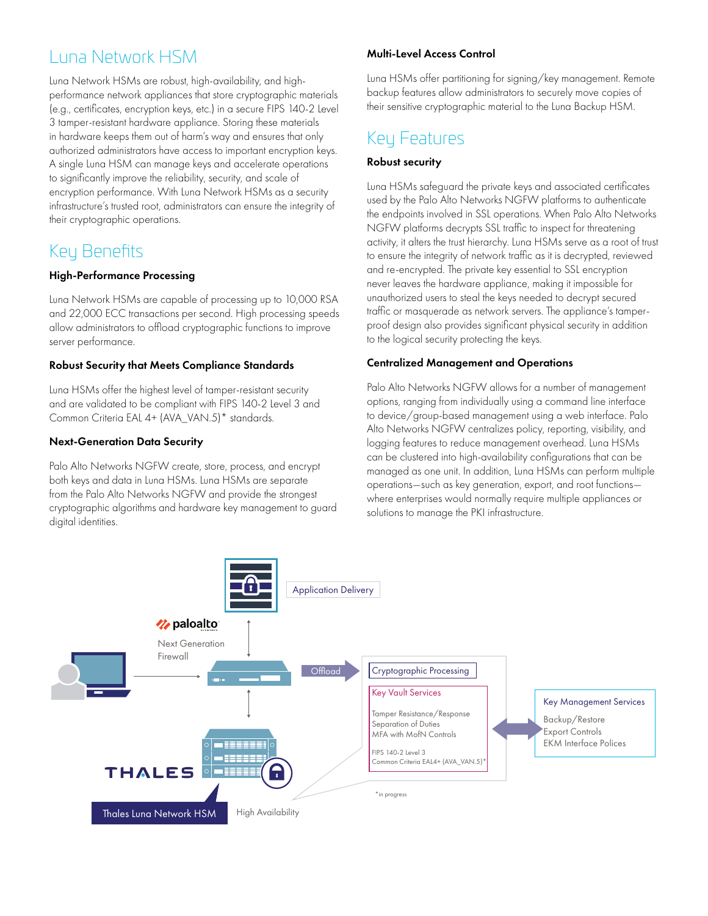## Luna Network HSM

Luna Network HSMs are robust, high-availability, and high-performance network appliances that store cryptographic materials (e.g., certificates, encryption keys, etc.) in a secure FIPS 140-2 Level 3 tamper-resistant hardware appliance. Storing these materials in hardware keeps them out of harm's way and ensures that only authorized administrators have access to important encryption keys. A single Luna HSM can manage keys and accelerate operations to significantly improve the reliability, security, and scale of encryption performance. With Luna Network HSMs as a security infrastructure's trusted root, administrators can ensure the integrity of their cryptographic operations.

## Key Benefits

### High-Performance Processing

Luna Network HSMs are capable of processing up to 10,000 RSA and 22,000 ECC transactions per second. High processing speeds allow administrators to offload cryptographic functions to improve server performance.

### Robust Security that Meets Compliance Standards

Luna HSMs offer the highest level of tamper-resistant security and are validated to be compliant with FIPS 140-2 Level 3 and Common Criteria EAL 4+ (AVA_VAN.5)* standards.

### Next-Generation Data Security

Palo Alto Networks NGFW create, store, process, and encrypt both keys and data in Luna HSMs. Luna HSMs are separate from the Palo Alto Networks NGFW and provide the strongest cryptographic algorithms and hardware key management to guard digital identities.

### Multi-Level Access Control

Luna HSMs offer partitioning for signing/key management. Remote backup features allow administrators to securely move copies of their sensitive cryptographic material to the Luna Backup HSM.

## Key Features

### Robust security

Luna HSMs safeguard the private keys and associated certificates used by the Palo Alto Networks NGFW platforms to authenticate the endpoints involved in SSL operations. When Palo Alto Networks NGFW platforms decrypts SSL traffic to inspect for threatening activity, it alters the trust hierarchy. Luna HSMs serve as a root of trust to ensure the integrity of network traffic as it is decrypted, reviewed and re-encrypted. The private key essential to SSL encryption never leaves the hardware appliance, making it impossible for unauthorized users to steal the keys needed to decrypt secured traffic or masquerade as network servers. The appliance's tamper-proof design also provides significant physical security in addition to the logical security protecting the keys.

### Centralized Management and Operations

Palo Alto Networks NGFW allows for a number of management options, ranging from individually using a command line interface to device/group-based management using a web interface. Palo Alto Networks NGFW centralizes policy, reporting, visibility, and logging features to reduce management overhead. Luna HSMs can be clustered into high-availability configurations that can be managed as one unit. In addition, Luna HSMs can perform multiple operations—such as key generation, export, and root functions—where enterprises would normally require multiple appliances or solutions to manage the PKI infrastructure.

Application Delivery

paloalto

Next Generation Firewall

Offload

Cryptographic Processing

Key Vault Services

Tamper Resistance/Response
Separation of Duties
MFA with MofN Controls

FIPS 140-2 Level 3
Common Criteria EAL4+ (AVA_VAN.5)*

Key Management Services

Backup/Restore
Export Controls
EKM Interface Polices

THALES

Thales Luna Network HSM

High Availability

*in progress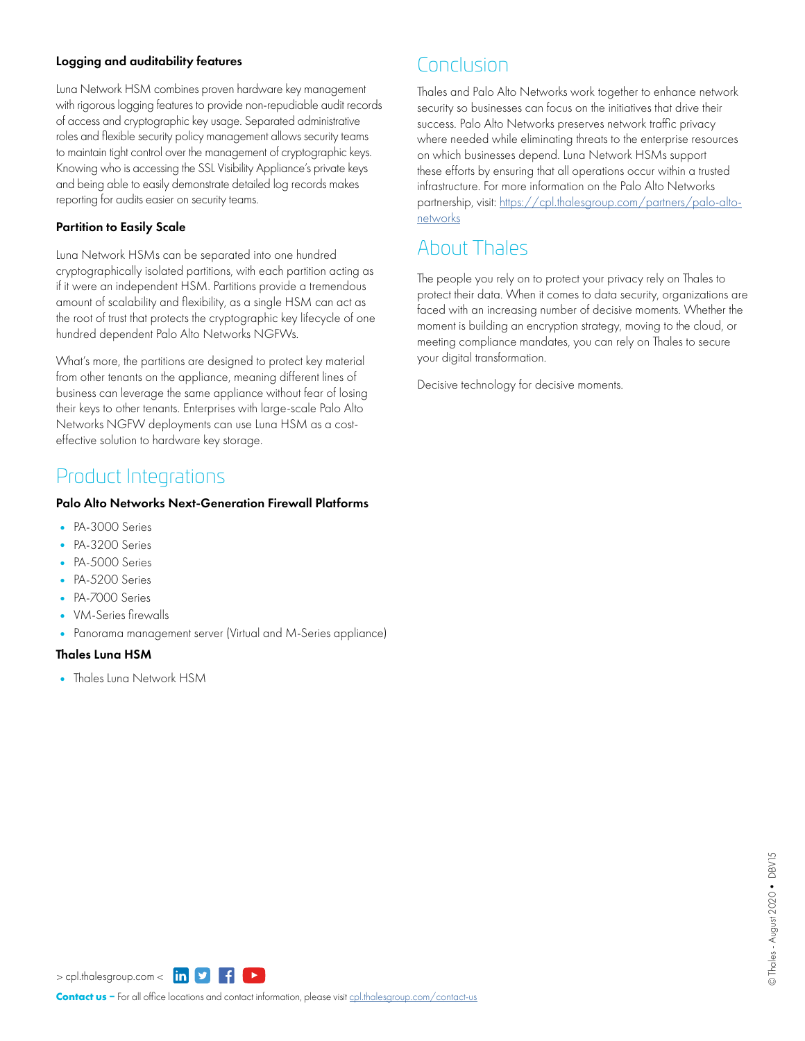### Logging and auditability features

Luna Network HSM combines proven hardware key management with rigorous logging features to provide non-repudiable audit records of access and cryptographic key usage. Separated administrative roles and flexible security policy management allows security teams to maintain tight control over the management of cryptographic keys. Knowing who is accessing the SSL Visibility Appliance's private keys and being able to easily demonstrate detailed log records makes reporting for audits easier on security teams.

### Partition to Easily Scale

Luna Network HSMs can be separated into one hundred cryptographically isolated partitions, with each partition acting as if it were an independent HSM. Partitions provide a tremendous amount of scalability and flexibility, as a single HSM can act as the root of trust that protects the cryptographic key lifecycle of one hundred dependent Palo Alto Networks NGFWs.

What's more, the partitions are designed to protect key material from other tenants on the appliance, meaning different lines of business can leverage the same appliance without fear of losing their keys to other tenants. Enterprises with large-scale Palo Alto Networks NGFW deployments can use Luna HSM as a cost-effective solution to hardware key storage.

## Product Integrations

### Palo Alto Networks Next-Generation Firewall Platforms

- PA-3000 Series
- PA-3200 Series
- PA-5000 Series
- PA-5200 Series
- PA-7000 Series
- VM-Series firewalls
- Panorama management server (Virtual and M-Series appliance)

### Thales Luna HSM

- Thales Luna Network HSM

## Conclusion

Thales and Palo Alto Networks work together to enhance network security so businesses can focus on the initiatives that drive their success. Palo Alto Networks preserves network traffic privacy where needed while eliminating threats to the enterprise resources on which businesses depend. Luna Network HSMs support these efforts by ensuring that all operations occur within a trusted infrastructure. For more information on the Palo Alto Networks partnership, visit: https://cpl.thalesgroup.com/partners/palo-alto-networks

## About Thales

The people you rely on to protect your privacy rely on Thales to protect their data. When it comes to data security, organizations are faced with an increasing number of decisive moments. Whether the moment is building an encryption strategy, moving to the cloud, or meeting compliance mandates, you can rely on Thales to secure your digital transformation.

Decisive technology for decisive moments.

> cpl.thalesgroup.com <

**Contact us –** For all office locations and contact information, please visit cpl.thalesgroup.com/contact-us

© Thales - August 2020 • DBV15